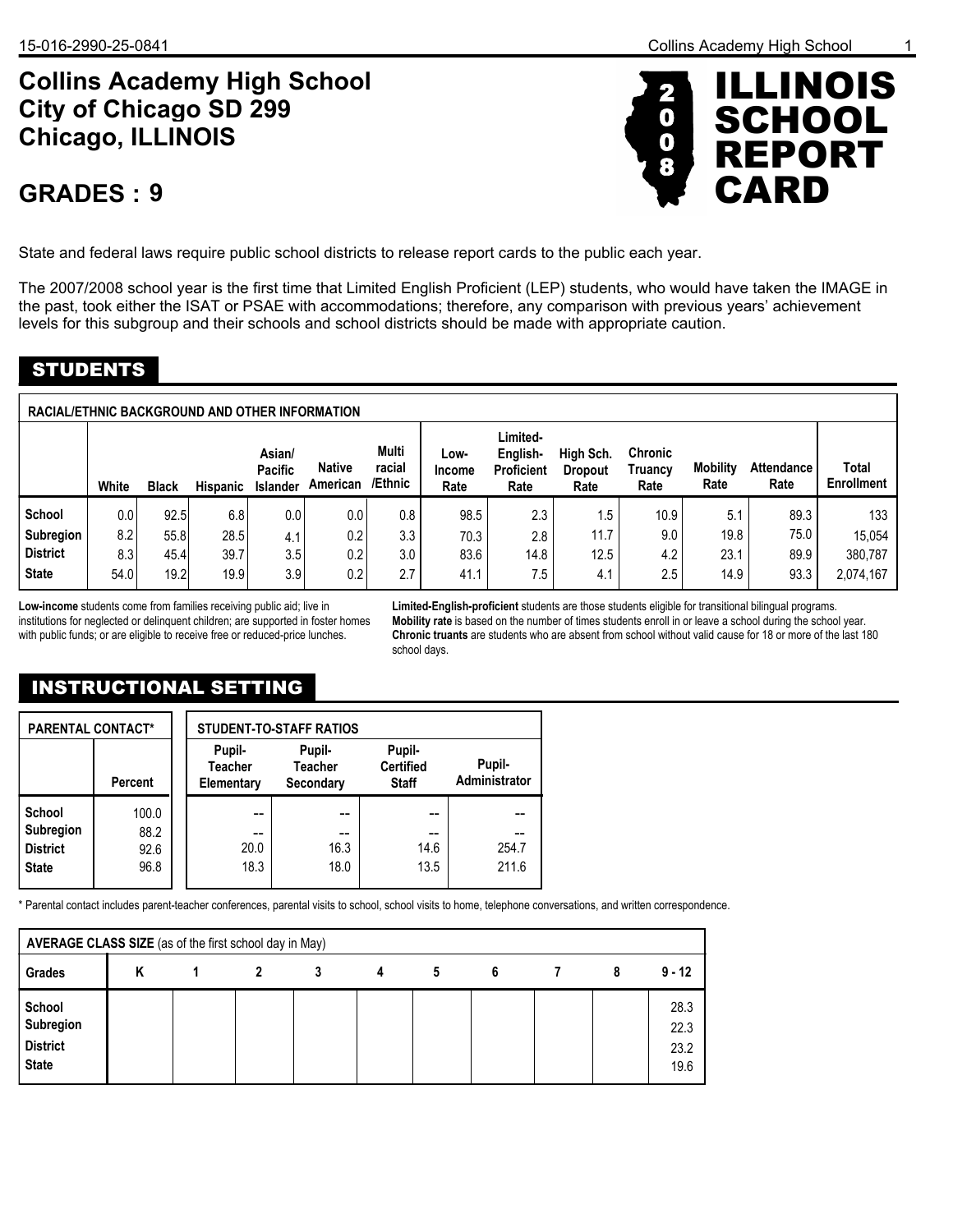# Collins Academy High School
# City of Chicago SD 299
# Chicago, ILLINOIS

## GRADES : 9

**2008 ILLINOIS SCHOOL REPORT CARD**

State and federal laws require public school districts to release report cards to the public each year.

The 2007/2008 school year is the first time that Limited English Proficient (LEP) students, who would have taken the IMAGE in the past, took either the ISAT or PSAE with accommodations; therefore, any comparison with previous years' achievement levels for this subgroup and their schools and school districts should be made with appropriate caution.

## STUDENTS

**RACIAL/ETHNIC BACKGROUND AND OTHER INFORMATION**

| | White | Black | Hispanic | Asian/ Pacific Islander | Native American | Multi racial /Ethnic | Low-Income Rate | Limited-English-Proficient Rate | High Sch. Dropout Rate | Chronic Truancy Rate | Mobility Rate | Attendance Rate | Total Enrollment |
|---|---|---|---|---|---|---|---|---|---|---|---|---|---|
| **School** | 0.0 | 92.5 | 6.8 | 0.0 | 0.0 | 0.8 | 98.5 | 2.3 | 1.5 | 10.9 | 5.1 | 89.3 | 133 |
| **Subregion** | 8.2 | 55.8 | 28.5 | 4.1 | 0.2 | 3.3 | 70.3 | 2.8 | 11.7 | 9.0 | 19.8 | 75.0 | 15,054 |
| **District** | 8.3 | 45.4 | 39.7 | 3.5 | 0.2 | 3.0 | 83.6 | 14.8 | 12.5 | 4.2 | 23.1 | 89.9 | 380,787 |
| **State** | 54.0 | 19.2 | 19.9 | 3.9 | 0.2 | 2.7 | 41.1 | 7.5 | 4.1 | 2.5 | 14.9 | 93.3 | 2,074,167 |

**Low-income** students come from families receiving public aid; live in institutions for neglected or delinquent children; are supported in foster homes with public funds; or are eligible to receive free or reduced-price lunches.

**Limited-English-proficient** students are those students eligible for transitional bilingual programs.
**Mobility rate** is based on the number of times students enroll in or leave a school during the school year.
**Chronic truants** are students who are absent from school without valid cause for 18 or more of the last 180 school days.

## INSTRUCTIONAL SETTING

**PARENTAL CONTACT***

| | Percent |
|---|---|
| **School** | 100.0 |
| **Subregion** | 88.2 |
| **District** | 92.6 |
| **State** | 96.8 |

**STUDENT-TO-STAFF RATIOS**

| | Pupil-Teacher Elementary | Pupil-Teacher Secondary | Pupil-Certified Staff | Pupil-Administrator |
|---|---|---|---|---|
| **School** | -- | -- | -- | -- |
| **Subregion** | -- | -- | -- | -- |
| **District** | 20.0 | 16.3 | 14.6 | 254.7 |
| **State** | 18.3 | 18.0 | 13.5 | 211.6 |

\* Parental contact includes parent-teacher conferences, parental visits to school, school visits to home, telephone conversations, and written correspondence.

**AVERAGE CLASS SIZE** (as of the first school day in May)

| Grades | K | 1 | 2 | 3 | 4 | 5 | 6 | 7 | 8 | 9 - 12 |
|---|---|---|---|---|---|---|---|---|---|---|
| **School** | | | | | | | | | | 28.3 |
| **Subregion** | | | | | | | | | | 22.3 |
| **District** | | | | | | | | | | 23.2 |
| **State** | | | | | | | | | | 19.6 |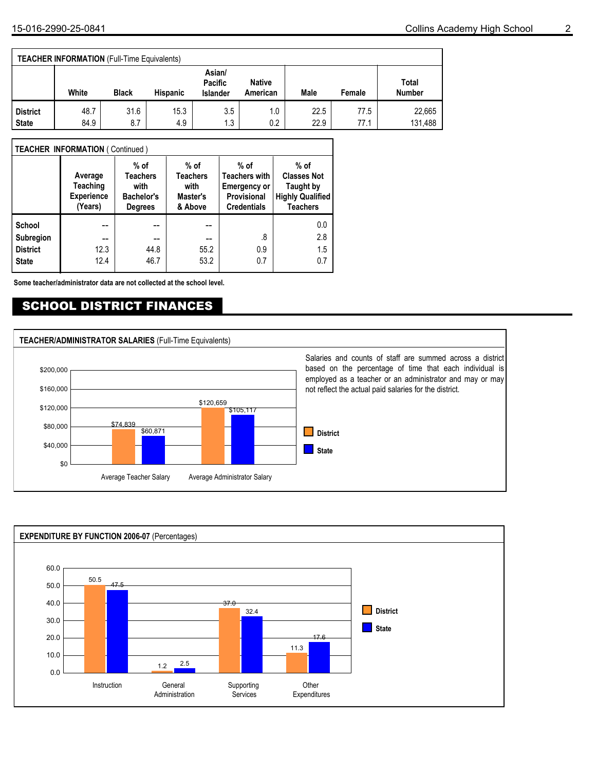| TEACHER INFORMATION (Full-Time Equivalents) | White | Black | Hispanic | Asian/ Pacific Islander | Native American | Male | Female | Total Number |
|---|---|---|---|---|---|---|---|---|
| District | 48.7 | 31.6 | 15.3 | 3.5 | 1.0 | 22.5 | 77.5 | 22,665 |
| State | 84.9 | 8.7 | 4.9 | 1.3 | 0.2 | 22.9 | 77.1 | 131,488 |

| TEACHER INFORMATION ( Continued ) | Average Teaching Experience (Years) | % of Teachers with Bachelor's Degrees | % of Teachers with Master's & Above | % of Teachers with Emergency or Provisional Credentials | % of Classes Not Taught by Highly Qualified Teachers |
|---|---|---|---|---|---|
| School | -- | -- | -- | | 0.0 |
| Subregion | -- | -- | -- | .8 | 2.8 |
| District | 12.3 | 44.8 | 55.2 | 0.9 | 1.5 |
| State | 12.4 | 46.7 | 53.2 | 0.7 | 0.7 |

**Some teacher/administrator data are not collected at the school level.**

# SCHOOL DISTRICT FINANCES

**TEACHER/ADMINISTRATOR SALARIES** (Full-Time Equivalents)

| | District | State |
|---|---|---|
| Average Teacher Salary | $74,839 | $60,871 |
| Average Administrator Salary | $120,659 | $105,117 |

Salaries and counts of staff are summed across a district based on the percentage of time that each individual is employed as a teacher or an administrator and may or may not reflect the actual paid salaries for the district.

**EXPENDITURE BY FUNCTION 2006-07** (Percentages)

| | District | State |
|---|---|---|
| Instruction | 50.5 | 47.5 |
| General Administration | 1.2 | 2.5 |
| Supporting Services | 37.0 | 32.4 |
| Other Expenditures | 11.3 | 17.6 |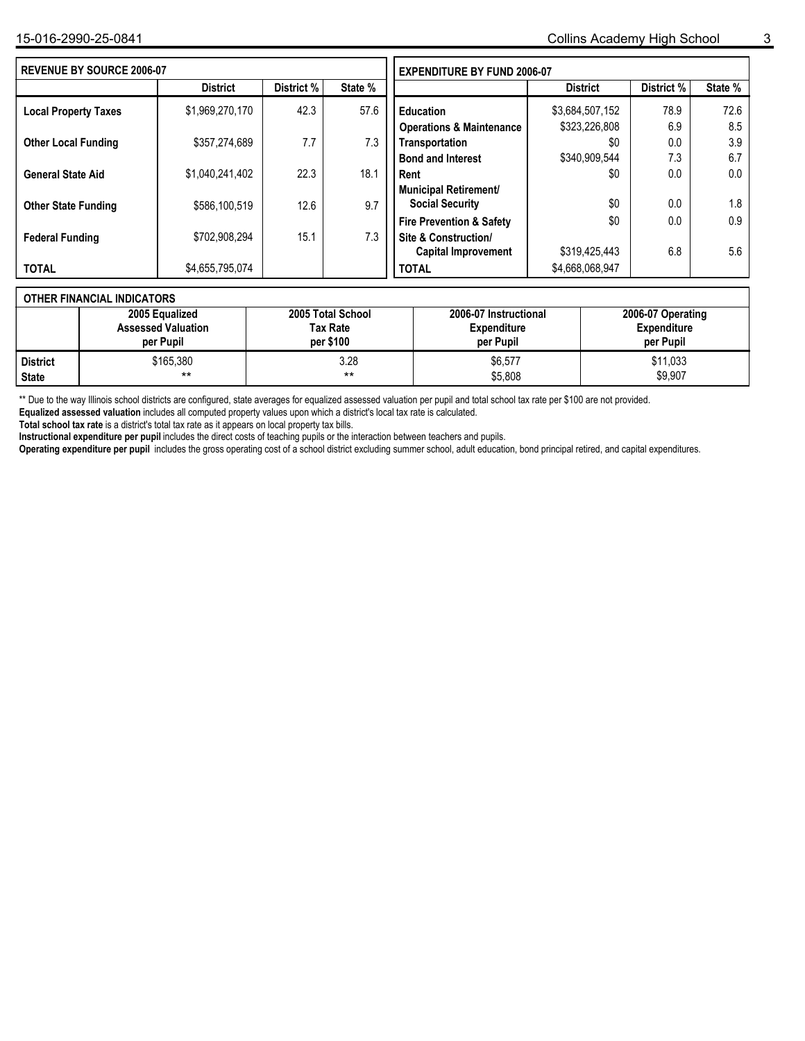## REVENUE BY SOURCE 2006-07

| | District | District % | State % |
|---|---|---|---|
| **Local Property Taxes** | $1,969,270,170 | 42.3 | 57.6 |
| **Other Local Funding** | $357,274,689 | 7.7 | 7.3 |
| **General State Aid** | $1,040,241,402 | 22.3 | 18.1 |
| **Other State Funding** | $586,100,519 | 12.6 | 9.7 |
| **Federal Funding** | $702,908,294 | 15.1 | 7.3 |
| **TOTAL** | $4,655,795,074 | | |

## EXPENDITURE BY FUND 2006-07

| | District | District % | State % |
|---|---|---|---|
| **Education** | $3,684,507,152 | 78.9 | 72.6 |
| **Operations & Maintenance** | $323,226,808 | 6.9 | 8.5 |
| **Transportation** | $0 | 0.0 | 3.9 |
| **Bond and Interest** | $340,909,544 | 7.3 | 6.7 |
| **Rent** | $0 | 0.0 | 0.0 |
| **Municipal Retirement/ Social Security** | $0 | 0.0 | 1.8 |
| **Fire Prevention & Safety** | $0 | 0.0 | 0.9 |
| **Site & Construction/ Capital Improvement** | $319,425,443 | 6.8 | 5.6 |
| **TOTAL** | $4,668,068,947 | | |

## OTHER FINANCIAL INDICATORS

| | 2005 Equalized Assessed Valuation per Pupil | 2005 Total School Tax Rate per $100 | 2006-07 Instructional Expenditure per Pupil | 2006-07 Operating Expenditure per Pupil |
|---|---|---|---|---|
| **District** | $165,380 | 3.28 | $6,577 | $11,033 |
| **State** | ** | ** | $5,808 | $9,907 |

** Due to the way Illinois school districts are configured, state averages for equalized assessed valuation per pupil and total school tax rate per $100 are not provided.

**Equalized assessed valuation** includes all computed property values upon which a district's local tax rate is calculated.

**Total school tax rate** is a district's total tax rate as it appears on local property tax bills.

**Instructional expenditure per pupil** includes the direct costs of teaching pupils or the interaction between teachers and pupils.

**Operating expenditure per pupil** includes the gross operating cost of a school district excluding summer school, adult education, bond principal retired, and capital expenditures.